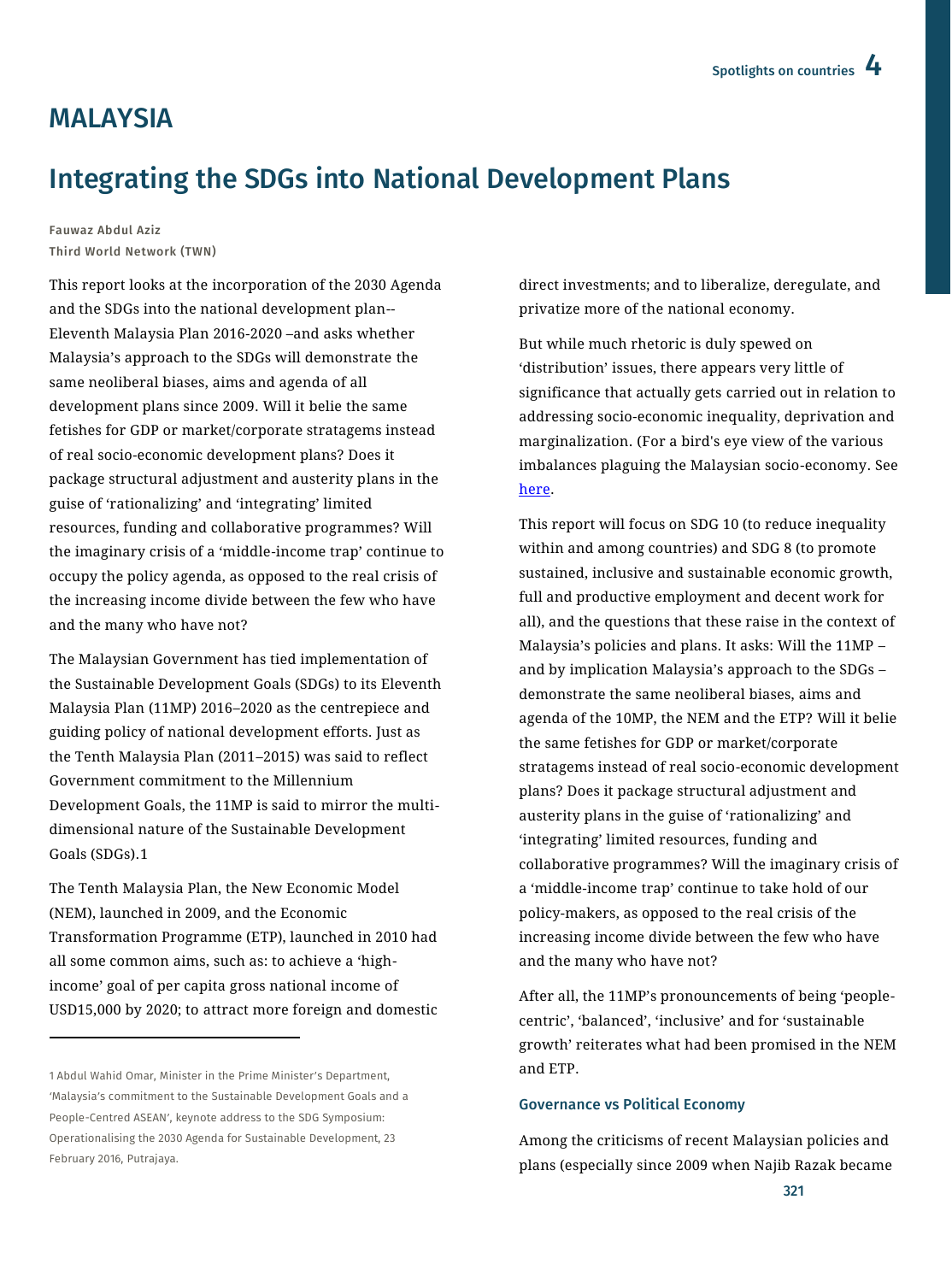# MALAYSIA

## Integrating the SDGs into National Development Plans

**Fauwaz Abdul Aziz**
**Third World Network (TWN)**

This report looks at the incorporation of the 2030 Agenda and the SDGs into the national development plan--Eleventh Malaysia Plan 2016-2020 –and asks whether Malaysia's approach to the SDGs will demonstrate the same neoliberal biases, aims and agenda of all development plans since 2009. Will it belie the same fetishes for GDP or market/corporate stratagems instead of real socio-economic development plans? Does it package structural adjustment and austerity plans in the guise of 'rationalizing' and 'integrating' limited resources, funding and collaborative programmes? Will the imaginary crisis of a 'middle-income trap' continue to occupy the policy agenda, as opposed to the real crisis of the increasing income divide between the few who have and the many who have not?

The Malaysian Government has tied implementation of the Sustainable Development Goals (SDGs) to its Eleventh Malaysia Plan (11MP) 2016–2020 as the centrepiece and guiding policy of national development efforts. Just as the Tenth Malaysia Plan (2011–2015) was said to reflect Government commitment to the Millennium Development Goals, the 11MP is said to mirror the multi-dimensional nature of the Sustainable Development Goals (SDGs).1

The Tenth Malaysia Plan, the New Economic Model (NEM), launched in 2009, and the Economic Transformation Programme (ETP), launched in 2010 had all some common aims, such as: to achieve a 'high-income' goal of per capita gross national income of USD15,000 by 2020; to attract more foreign and domestic direct investments; and to liberalize, deregulate, and privatize more of the national economy.

But while much rhetoric is duly spewed on 'distribution' issues, there appears very little of significance that actually gets carried out in relation to addressing socio-economic inequality, deprivation and marginalization. (For a bird's eye view of the various imbalances plaguing the Malaysian socio-economy. See here.

This report will focus on SDG 10 (to reduce inequality within and among countries) and SDG 8 (to promote sustained, inclusive and sustainable economic growth, full and productive employment and decent work for all), and the questions that these raise in the context of Malaysia's policies and plans. It asks: Will the 11MP – and by implication Malaysia's approach to the SDGs – demonstrate the same neoliberal biases, aims and agenda of the 10MP, the NEM and the ETP? Will it belie the same fetishes for GDP or market/corporate stratagems instead of real socio-economic development plans? Does it package structural adjustment and austerity plans in the guise of 'rationalizing' and 'integrating' limited resources, funding and collaborative programmes? Will the imaginary crisis of a 'middle-income trap' continue to take hold of our policy-makers, as opposed to the real crisis of the increasing income divide between the few who have and the many who have not?

After all, the 11MP's pronouncements of being 'people-centric', 'balanced', 'inclusive' and for 'sustainable growth' reiterates what had been promised in the NEM and ETP.

### Governance vs Political Economy

Among the criticisms of recent Malaysian policies and plans (especially since 2009 when Najib Razak became

---

1 Abdul Wahid Omar, Minister in the Prime Minister's Department, 'Malaysia's commitment to the Sustainable Development Goals and a People-Centred ASEAN', keynote address to the SDG Symposium: Operationalising the 2030 Agenda for Sustainable Development, 23 February 2016, Putrajaya.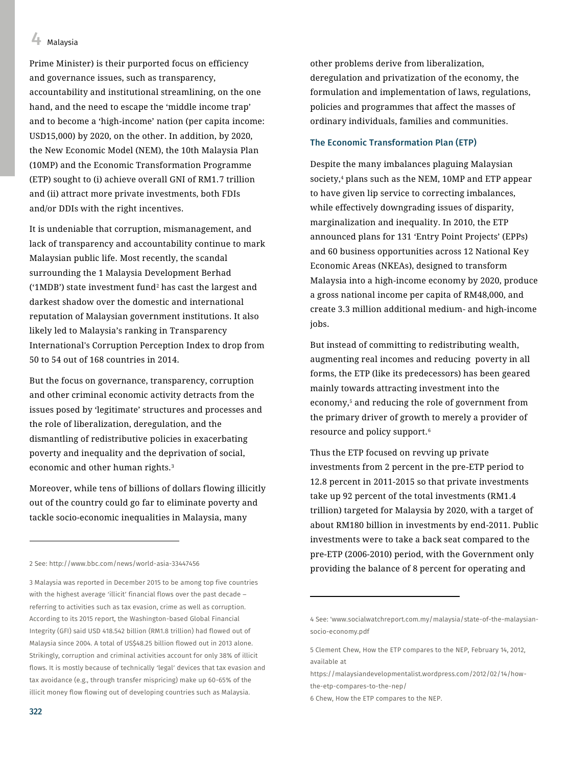Prime Minister) is their purported focus on efficiency and governance issues, such as transparency, accountability and institutional streamlining, on the one hand, and the need to escape the 'middle income trap' and to become a 'high-income' nation (per capita income: USD15,000) by 2020, on the other. In addition, by 2020, the New Economic Model (NEM), the 10th Malaysia Plan (10MP) and the Economic Transformation Programme (ETP) sought to (i) achieve overall GNI of RM1.7 trillion and (ii) attract more private investments, both FDIs and/or DDIs with the right incentives.

It is undeniable that corruption, mismanagement, and lack of transparency and accountability continue to mark Malaysian public life. Most recently, the scandal surrounding the 1 Malaysia Development Berhad ('1MDB') state investment fund[2] has cast the largest and darkest shadow over the domestic and international reputation of Malaysian government institutions. It also likely led to Malaysia's ranking in Transparency International's Corruption Perception Index to drop from 50 to 54 out of 168 countries in 2014.

But the focus on governance, transparency, corruption and other criminal economic activity detracts from the issues posed by 'legitimate' structures and processes and the role of liberalization, deregulation, and the dismantling of redistributive policies in exacerbating poverty and inequality and the deprivation of social, economic and other human rights.[3]

Moreover, while tens of billions of dollars flowing illicitly out of the country could go far to eliminate poverty and tackle socio-economic inequalities in Malaysia, many other problems derive from liberalization, deregulation and privatization of the economy, the formulation and implementation of laws, regulations, policies and programmes that affect the masses of ordinary individuals, families and communities.

### The Economic Transformation Plan (ETP)

Despite the many imbalances plaguing Malaysian society,[4] plans such as the NEM, 10MP and ETP appear to have given lip service to correcting imbalances, while effectively downgrading issues of disparity, marginalization and inequality. In 2010, the ETP announced plans for 131 'Entry Point Projects' (EPPs) and 60 business opportunities across 12 National Key Economic Areas (NKEAs), designed to transform Malaysia into a high-income economy by 2020, produce a gross national income per capita of RM48,000, and create 3.3 million additional medium- and high-income jobs.

But instead of committing to redistributing wealth, augmenting real incomes and reducing poverty in all forms, the ETP (like its predecessors) has been geared mainly towards attracting investment into the economy,[5] and reducing the role of government from the primary driver of growth to merely a provider of resource and policy support.[6]

Thus the ETP focused on revving up private investments from 2 percent in the pre-ETP period to 12.8 percent in 2011-2015 so that private investments take up 92 percent of the total investments (RM1.4 trillion) targeted for Malaysia by 2020, with a target of about RM180 billion in investments by end-2011. Public investments were to take a back seat compared to the pre-ETP (2006-2010) period, with the Government only providing the balance of 8 percent for operating and

---

2 See: http://www.bbc.com/news/world-asia-33447456

3 Malaysia was reported in December 2015 to be among top five countries with the highest average 'illicit' financial flows over the past decade – referring to activities such as tax evasion, crime as well as corruption. According to its 2015 report, the Washington-based Global Financial Integrity (GFI) said USD 418.542 billion (RM1.8 trillion) had flowed out of Malaysia since 2004. A total of US$48.25 billion flowed out in 2013 alone. Strikingly, corruption and criminal activities account for only 38% of illicit flows. It is mostly because of technically 'legal' devices that tax evasion and tax avoidance (e.g., through transfer mispricing) make up 60-65% of the illicit money flow flowing out of developing countries such as Malaysia.

4 See: 'www.socialwatchreport.com.my/malaysia/state-of-the-malaysian-socio-economy.pdf

5 Clement Chew, How the ETP compares to the NEP, February 14, 2012, available at https://malaysiandevelopmentalist.wordpress.com/2012/02/14/how-the-etp-compares-to-the-nep/

6 Chew, How the ETP compares to the NEP.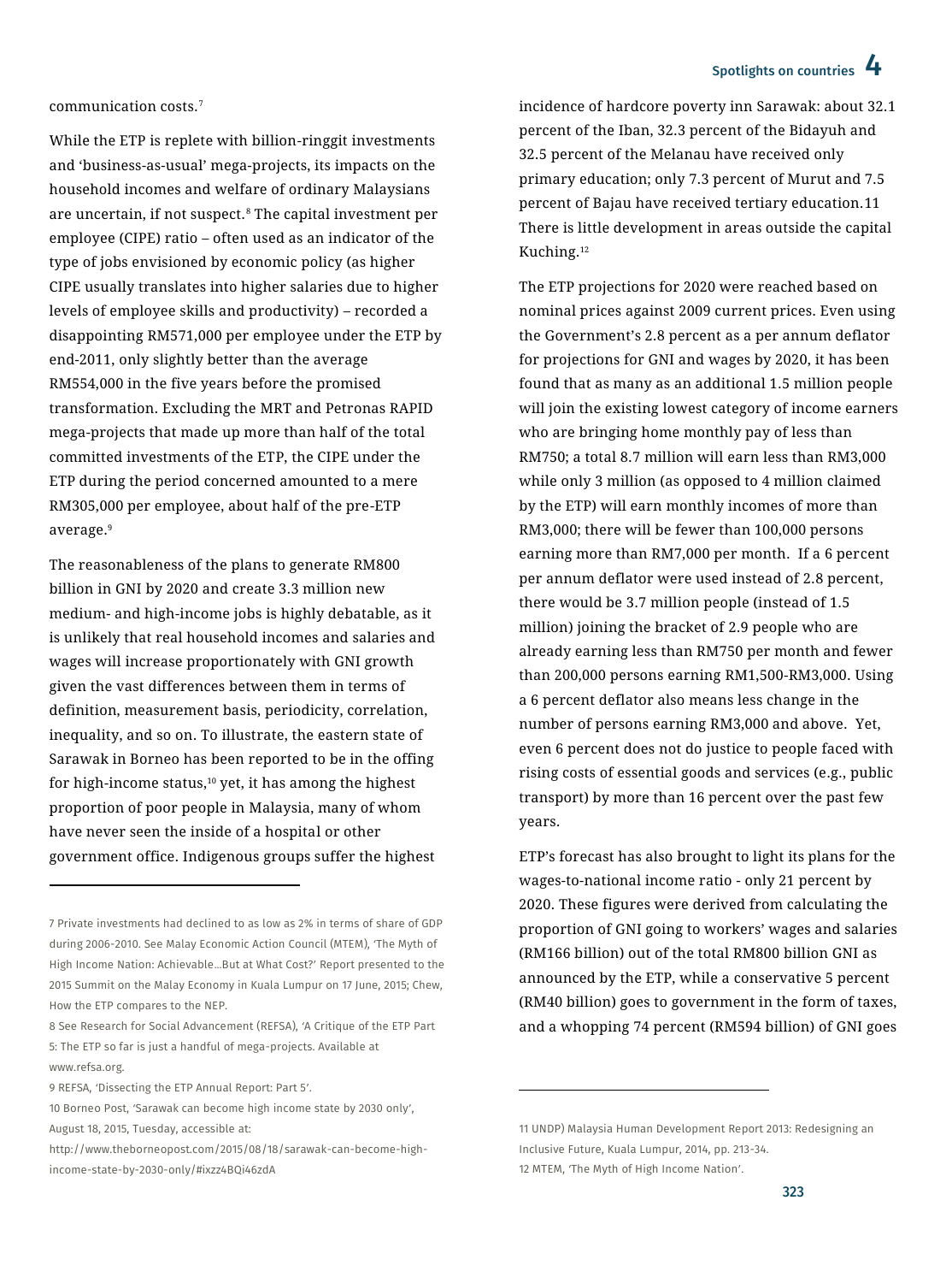communication costs.[7]

While the ETP is replete with billion-ringgit investments and 'business-as-usual' mega-projects, its impacts on the household incomes and welfare of ordinary Malaysians are uncertain, if not suspect.[8] The capital investment per employee (CIPE) ratio – often used as an indicator of the type of jobs envisioned by economic policy (as higher CIPE usually translates into higher salaries due to higher levels of employee skills and productivity) – recorded a disappointing RM571,000 per employee under the ETP by end-2011, only slightly better than the average RM554,000 in the five years before the promised transformation. Excluding the MRT and Petronas RAPID mega-projects that made up more than half of the total committed investments of the ETP, the CIPE under the ETP during the period concerned amounted to a mere RM305,000 per employee, about half of the pre-ETP average.[9]

The reasonableness of the plans to generate RM800 billion in GNI by 2020 and create 3.3 million new medium- and high-income jobs is highly debatable, as it is unlikely that real household incomes and salaries and wages will increase proportionately with GNI growth given the vast differences between them in terms of definition, measurement basis, periodicity, correlation, inequality, and so on. To illustrate, the eastern state of Sarawak in Borneo has been reported to be in the offing for high-income status,[10] yet, it has among the highest proportion of poor people in Malaysia, many of whom have never seen the inside of a hospital or other government office. Indigenous groups suffer the highest incidence of hardcore poverty inn Sarawak: about 32.1 percent of the Iban, 32.3 percent of the Bidayuh and 32.5 percent of the Melanau have received only primary education; only 7.3 percent of Murut and 7.5 percent of Bajau have received tertiary education.11 There is little development in areas outside the capital Kuching.[12]

The ETP projections for 2020 were reached based on nominal prices against 2009 current prices. Even using the Government's 2.8 percent as a per annum deflator for projections for GNI and wages by 2020, it has been found that as many as an additional 1.5 million people will join the existing lowest category of income earners who are bringing home monthly pay of less than RM750; a total 8.7 million will earn less than RM3,000 while only 3 million (as opposed to 4 million claimed by the ETP) will earn monthly incomes of more than RM3,000; there will be fewer than 100,000 persons earning more than RM7,000 per month. If a 6 percent per annum deflator were used instead of 2.8 percent, there would be 3.7 million people (instead of 1.5 million) joining the bracket of 2.9 people who are already earning less than RM750 per month and fewer than 200,000 persons earning RM1,500-RM3,000. Using a 6 percent deflator also means less change in the number of persons earning RM3,000 and above. Yet, even 6 percent does not do justice to people faced with rising costs of essential goods and services (e.g., public transport) by more than 16 percent over the past few years.

ETP's forecast has also brought to light its plans for the wages-to-national income ratio - only 21 percent by 2020. These figures were derived from calculating the proportion of GNI going to workers' wages and salaries (RM166 billion) out of the total RM800 billion GNI as announced by the ETP, while a conservative 5 percent (RM40 billion) goes to government in the form of taxes, and a whopping 74 percent (RM594 billion) of GNI goes

---

7 Private investments had declined to as low as 2% in terms of share of GDP during 2006-2010. See Malay Economic Action Council (MTEM), 'The Myth of High Income Nation: Achievable…But at What Cost?' Report presented to the 2015 Summit on the Malay Economy in Kuala Lumpur on 17 June, 2015; Chew, How the ETP compares to the NEP.

8 See Research for Social Advancement (REFSA), 'A Critique of the ETP Part 5: The ETP so far is just a handful of mega-projects. Available at www.refsa.org.

9 REFSA, 'Dissecting the ETP Annual Report: Part 5'.

10 Borneo Post, 'Sarawak can become high income state by 2030 only', August 18, 2015, Tuesday, accessible at: http://www.theborneopost.com/2015/08/18/sarawak-can-become-high-income-state-by-2030-only/#ixzz4BQi46zdA

11 UNDP) Malaysia Human Development Report 2013: Redesigning an Inclusive Future, Kuala Lumpur, 2014, pp. 213-34.

12 MTEM, 'The Myth of High Income Nation'.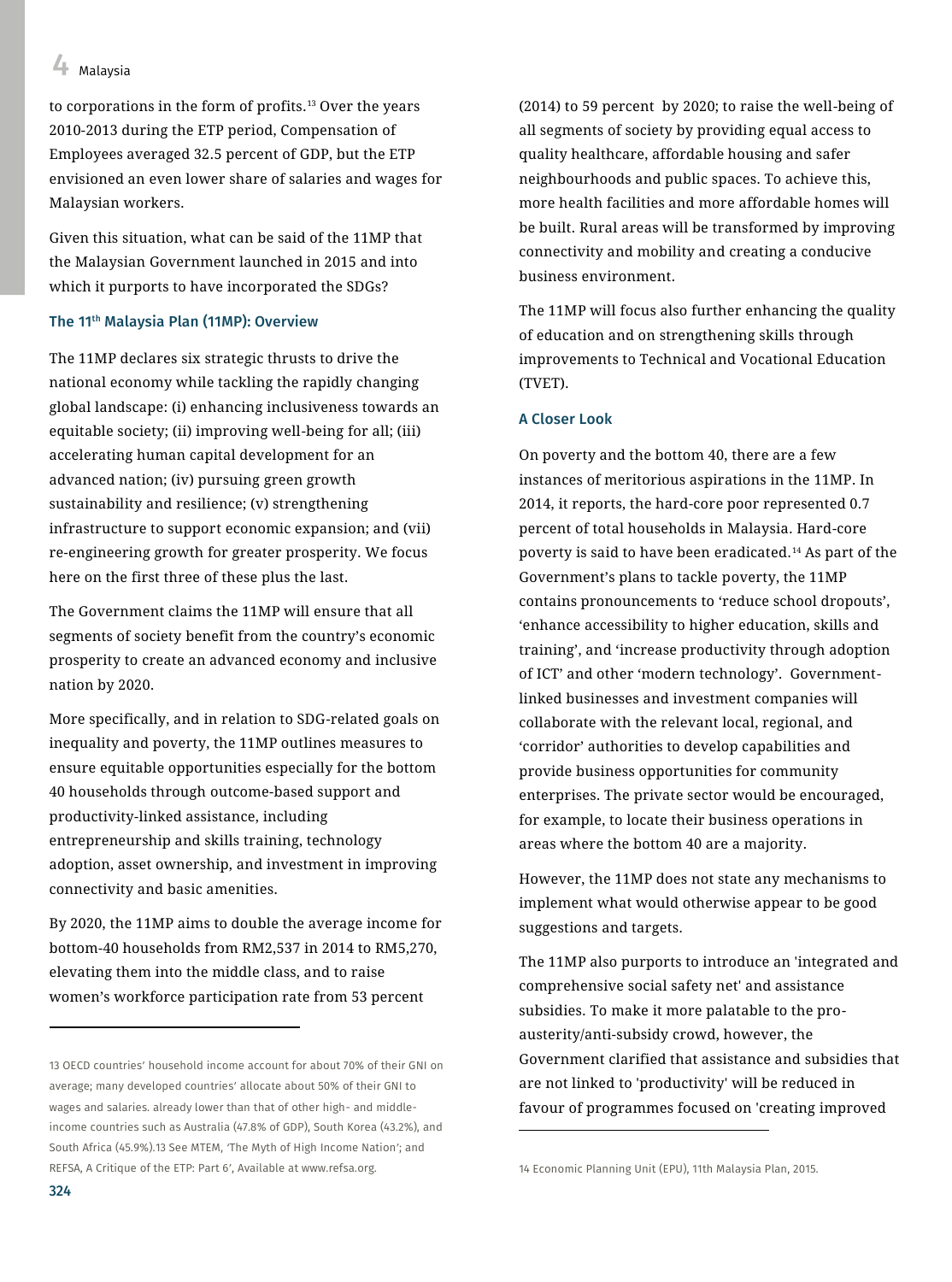to corporations in the form of profits.[13] Over the years 2010-2013 during the ETP period, Compensation of Employees averaged 32.5 percent of GDP, but the ETP envisioned an even lower share of salaries and wages for Malaysian workers.

Given this situation, what can be said of the 11MP that the Malaysian Government launched in 2015 and into which it purports to have incorporated the SDGs?

### The 11th Malaysia Plan (11MP): Overview

The 11MP declares six strategic thrusts to drive the national economy while tackling the rapidly changing global landscape: (i) enhancing inclusiveness towards an equitable society; (ii) improving well-being for all; (iii) accelerating human capital development for an advanced nation; (iv) pursuing green growth sustainability and resilience; (v) strengthening infrastructure to support economic expansion; and (vii) re-engineering growth for greater prosperity. We focus here on the first three of these plus the last.

The Government claims the 11MP will ensure that all segments of society benefit from the country's economic prosperity to create an advanced economy and inclusive nation by 2020.

More specifically, and in relation to SDG-related goals on inequality and poverty, the 11MP outlines measures to ensure equitable opportunities especially for the bottom 40 households through outcome-based support and productivity-linked assistance, including entrepreneurship and skills training, technology adoption, asset ownership, and investment in improving connectivity and basic amenities.

By 2020, the 11MP aims to double the average income for bottom-40 households from RM2,537 in 2014 to RM5,270, elevating them into the middle class, and to raise women's workforce participation rate from 53 percent (2014) to 59 percent by 2020; to raise the well-being of all segments of society by providing equal access to quality healthcare, affordable housing and safer neighbourhoods and public spaces. To achieve this, more health facilities and more affordable homes will be built. Rural areas will be transformed by improving connectivity and mobility and creating a conducive business environment.

The 11MP will focus also further enhancing the quality of education and on strengthening skills through improvements to Technical and Vocational Education (TVET).

### A Closer Look

On poverty and the bottom 40, there are a few instances of meritorious aspirations in the 11MP. In 2014, it reports, the hard-core poor represented 0.7 percent of total households in Malaysia. Hard-core poverty is said to have been eradicated.[14] As part of the Government's plans to tackle poverty, the 11MP contains pronouncements to 'reduce school dropouts', 'enhance accessibility to higher education, skills and training', and 'increase productivity through adoption of ICT' and other 'modern technology'. Government-linked businesses and investment companies will collaborate with the relevant local, regional, and 'corridor' authorities to develop capabilities and provide business opportunities for community enterprises. The private sector would be encouraged, for example, to locate their business operations in areas where the bottom 40 are a majority.

However, the 11MP does not state any mechanisms to implement what would otherwise appear to be good suggestions and targets.

The 11MP also purports to introduce an 'integrated and comprehensive social safety net' and assistance subsidies. To make it more palatable to the pro-austerity/anti-subsidy crowd, however, the Government clarified that assistance and subsidies that are not linked to 'productivity' will be reduced in favour of programmes focused on 'creating improved

---

13 OECD countries' household income account for about 70% of their GNI on average; many developed countries' allocate about 50% of their GNI to wages and salaries. already lower than that of other high- and middle-income countries such as Australia (47.8% of GDP), South Korea (43.2%), and South Africa (45.9%).13 See MTEM, 'The Myth of High Income Nation'; and REFSA, A Critique of the ETP: Part 6', Available at www.refsa.org.

14 Economic Planning Unit (EPU), 11th Malaysia Plan, 2015.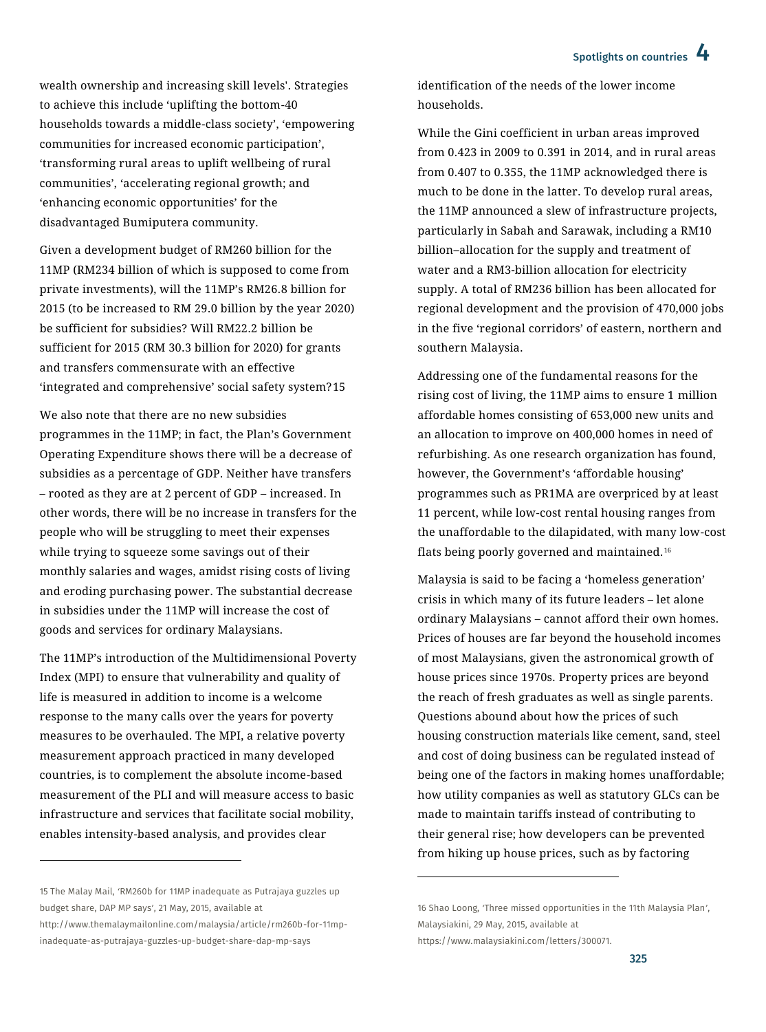wealth ownership and increasing skill levels'. Strategies to achieve this include 'uplifting the bottom-40 households towards a middle-class society', 'empowering communities for increased economic participation', 'transforming rural areas to uplift wellbeing of rural communities', 'accelerating regional growth; and 'enhancing economic opportunities' for the disadvantaged Bumiputera community.

Given a development budget of RM260 billion for the 11MP (RM234 billion of which is supposed to come from private investments), will the 11MP's RM26.8 billion for 2015 (to be increased to RM 29.0 billion by the year 2020) be sufficient for subsidies? Will RM22.2 billion be sufficient for 2015 (RM 30.3 billion for 2020) for grants and transfers commensurate with an effective 'integrated and comprehensive' social safety system?[15]

We also note that there are no new subsidies programmes in the 11MP; in fact, the Plan's Government Operating Expenditure shows there will be a decrease of subsidies as a percentage of GDP. Neither have transfers – rooted as they are at 2 percent of GDP – increased. In other words, there will be no increase in transfers for the people who will be struggling to meet their expenses while trying to squeeze some savings out of their monthly salaries and wages, amidst rising costs of living and eroding purchasing power. The substantial decrease in subsidies under the 11MP will increase the cost of goods and services for ordinary Malaysians.

The 11MP's introduction of the Multidimensional Poverty Index (MPI) to ensure that vulnerability and quality of life is measured in addition to income is a welcome response to the many calls over the years for poverty measures to be overhauled. The MPI, a relative poverty measurement approach practiced in many developed countries, is to complement the absolute income-based measurement of the PLI and will measure access to basic infrastructure and services that facilitate social mobility, enables intensity-based analysis, and provides clear identification of the needs of the lower income households.

While the Gini coefficient in urban areas improved from 0.423 in 2009 to 0.391 in 2014, and in rural areas from 0.407 to 0.355, the 11MP acknowledged there is much to be done in the latter. To develop rural areas, the 11MP announced a slew of infrastructure projects, particularly in Sabah and Sarawak, including a RM10 billion–allocation for the supply and treatment of water and a RM3-billion allocation for electricity supply. A total of RM236 billion has been allocated for regional development and the provision of 470,000 jobs in the five 'regional corridors' of eastern, northern and southern Malaysia.

Addressing one of the fundamental reasons for the rising cost of living, the 11MP aims to ensure 1 million affordable homes consisting of 653,000 new units and an allocation to improve on 400,000 homes in need of refurbishing. As one research organization has found, however, the Government's 'affordable housing' programmes such as PR1MA are overpriced by at least 11 percent, while low-cost rental housing ranges from the unaffordable to the dilapidated, with many low-cost flats being poorly governed and maintained.[16]

Malaysia is said to be facing a 'homeless generation' crisis in which many of its future leaders – let alone ordinary Malaysians – cannot afford their own homes. Prices of houses are far beyond the household incomes of most Malaysians, given the astronomical growth of house prices since 1970s. Property prices are beyond the reach of fresh graduates as well as single parents. Questions abound about how the prices of such housing construction materials like cement, sand, steel and cost of doing business can be regulated instead of being one of the factors in making homes unaffordable; how utility companies as well as statutory GLCs can be made to maintain tariffs instead of contributing to their general rise; how developers can be prevented from hiking up house prices, such as by factoring

---

15 The Malay Mail, 'RM260b for 11MP inadequate as Putrajaya guzzles up budget share, DAP MP says', 21 May, 2015, available at http://www.themalaymailonline.com/malaysia/article/rm260b-for-11mp-inadequate-as-putrajaya-guzzles-up-budget-share-dap-mp-says

16 Shao Loong, 'Three missed opportunities in the 11th Malaysia Plan', Malaysiakini, 29 May, 2015, available at https://www.malaysiakini.com/letters/300071.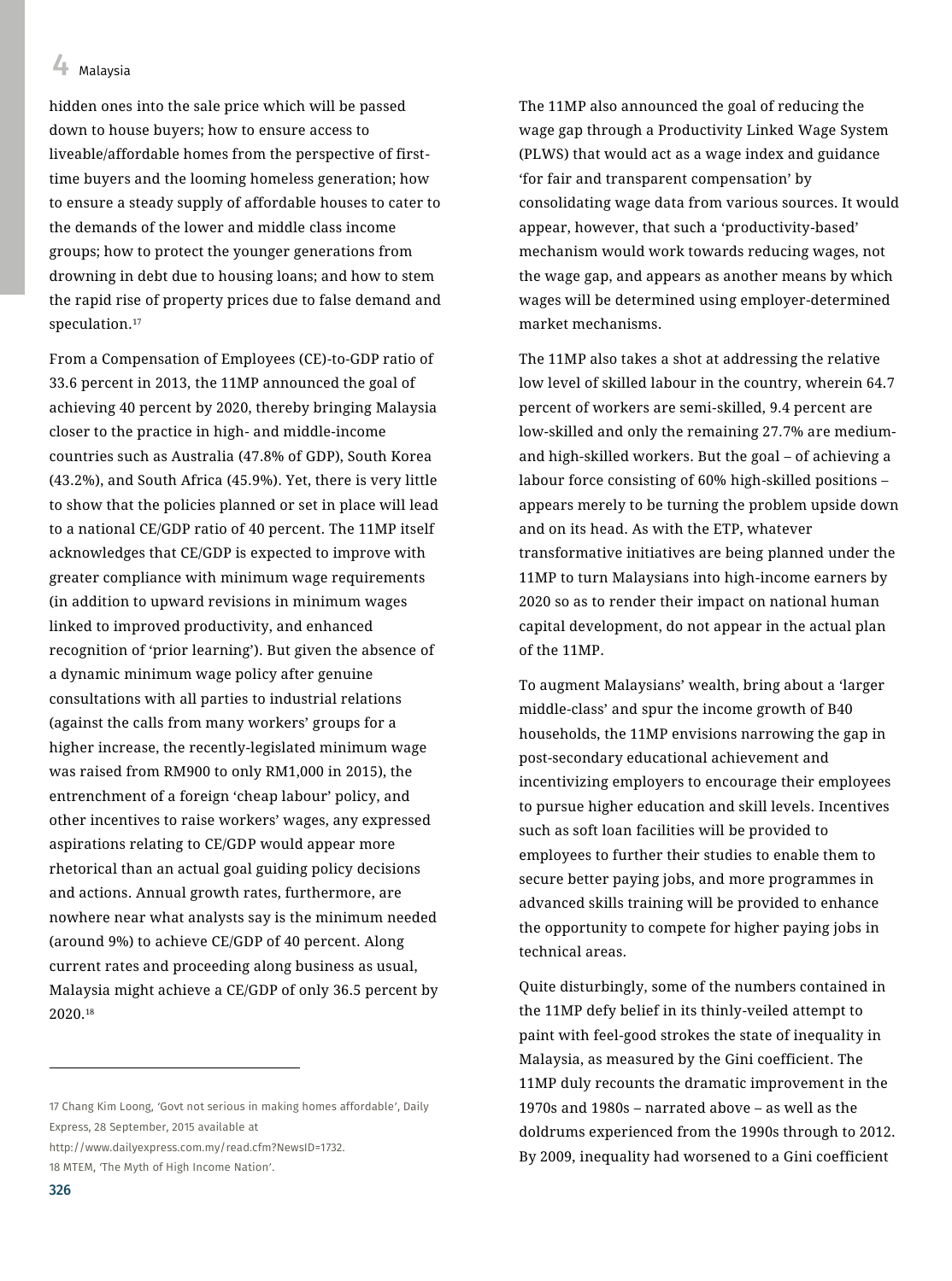hidden ones into the sale price which will be passed down to house buyers; how to ensure access to liveable/affordable homes from the perspective of first-time buyers and the looming homeless generation; how to ensure a steady supply of affordable houses to cater to the demands of the lower and middle class income groups; how to protect the younger generations from drowning in debt due to housing loans; and how to stem the rapid rise of property prices due to false demand and speculation.[17]

From a Compensation of Employees (CE)-to-GDP ratio of 33.6 percent in 2013, the 11MP announced the goal of achieving 40 percent by 2020, thereby bringing Malaysia closer to the practice in high- and middle-income countries such as Australia (47.8% of GDP), South Korea (43.2%), and South Africa (45.9%). Yet, there is very little to show that the policies planned or set in place will lead to a national CE/GDP ratio of 40 percent. The 11MP itself acknowledges that CE/GDP is expected to improve with greater compliance with minimum wage requirements (in addition to upward revisions in minimum wages linked to improved productivity, and enhanced recognition of 'prior learning'). But given the absence of a dynamic minimum wage policy after genuine consultations with all parties to industrial relations (against the calls from many workers' groups for a higher increase, the recently-legislated minimum wage was raised from RM900 to only RM1,000 in 2015), the entrenchment of a foreign 'cheap labour' policy, and other incentives to raise workers' wages, any expressed aspirations relating to CE/GDP would appear more rhetorical than an actual goal guiding policy decisions and actions. Annual growth rates, furthermore, are nowhere near what analysts say is the minimum needed (around 9%) to achieve CE/GDP of 40 percent. Along current rates and proceeding along business as usual, Malaysia might achieve a CE/GDP of only 36.5 percent by 2020.[18]

The 11MP also announced the goal of reducing the wage gap through a Productivity Linked Wage System (PLWS) that would act as a wage index and guidance 'for fair and transparent compensation' by consolidating wage data from various sources. It would appear, however, that such a 'productivity-based' mechanism would work towards reducing wages, not the wage gap, and appears as another means by which wages will be determined using employer-determined market mechanisms.

The 11MP also takes a shot at addressing the relative low level of skilled labour in the country, wherein 64.7 percent of workers are semi-skilled, 9.4 percent are low-skilled and only the remaining 27.7% are medium- and high-skilled workers. But the goal – of achieving a labour force consisting of 60% high-skilled positions – appears merely to be turning the problem upside down and on its head. As with the ETP, whatever transformative initiatives are being planned under the 11MP to turn Malaysians into high-income earners by 2020 so as to render their impact on national human capital development, do not appear in the actual plan of the 11MP.

To augment Malaysians' wealth, bring about a 'larger middle-class' and spur the income growth of B40 households, the 11MP envisions narrowing the gap in post-secondary educational achievement and incentivizing employers to encourage their employees to pursue higher education and skill levels. Incentives such as soft loan facilities will be provided to employees to further their studies to enable them to secure better paying jobs, and more programmes in advanced skills training will be provided to enhance the opportunity to compete for higher paying jobs in technical areas.

Quite disturbingly, some of the numbers contained in the 11MP defy belief in its thinly-veiled attempt to paint with feel-good strokes the state of inequality in Malaysia, as measured by the Gini coefficient. The 11MP duly recounts the dramatic improvement in the 1970s and 1980s – narrated above – as well as the doldrums experienced from the 1990s through to 2012. By 2009, inequality had worsened to a Gini coefficient

---

17 Chang Kim Loong, 'Govt not serious in making homes affordable', Daily Express, 28 September, 2015 available at http://www.dailyexpress.com.my/read.cfm?NewsID=1732.

18 MTEM, 'The Myth of High Income Nation'.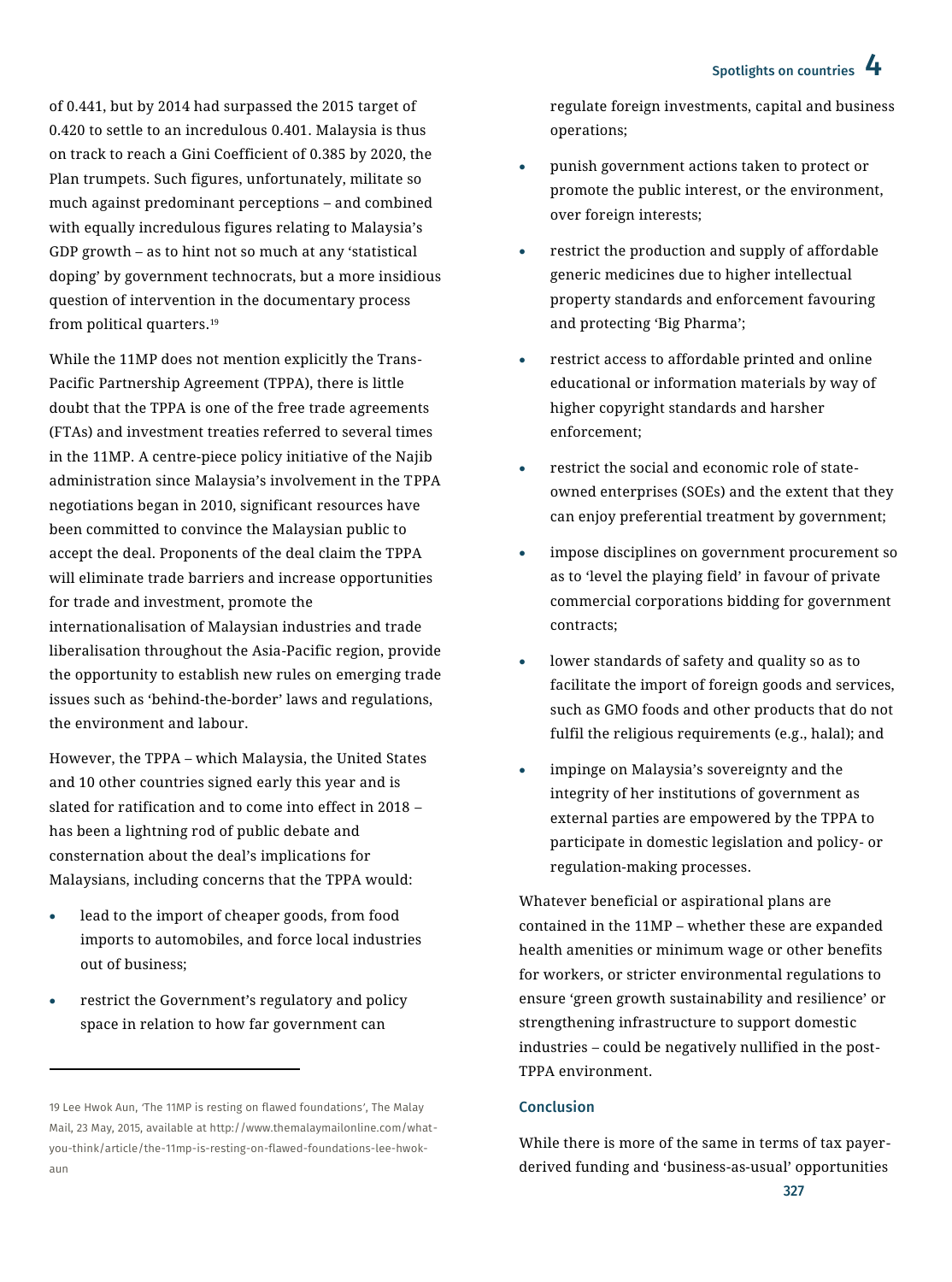of 0.441, but by 2014 had surpassed the 2015 target of 0.420 to settle to an incredulous 0.401. Malaysia is thus on track to reach a Gini Coefficient of 0.385 by 2020, the Plan trumpets. Such figures, unfortunately, militate so much against predominant perceptions – and combined with equally incredulous figures relating to Malaysia's GDP growth – as to hint not so much at any 'statistical doping' by government technocrats, but a more insidious question of intervention in the documentary process from political quarters.[19]

While the 11MP does not mention explicitly the Trans-Pacific Partnership Agreement (TPPA), there is little doubt that the TPPA is one of the free trade agreements (FTAs) and investment treaties referred to several times in the 11MP. A centre-piece policy initiative of the Najib administration since Malaysia's involvement in the TPPA negotiations began in 2010, significant resources have been committed to convince the Malaysian public to accept the deal. Proponents of the deal claim the TPPA will eliminate trade barriers and increase opportunities for trade and investment, promote the internationalisation of Malaysian industries and trade liberalisation throughout the Asia-Pacific region, provide the opportunity to establish new rules on emerging trade issues such as 'behind-the-border' laws and regulations, the environment and labour.

However, the TPPA – which Malaysia, the United States and 10 other countries signed early this year and is slated for ratification and to come into effect in 2018 – has been a lightning rod of public debate and consternation about the deal's implications for Malaysians, including concerns that the TPPA would:

- lead to the import of cheaper goods, from food imports to automobiles, and force local industries out of business;
- restrict the Government's regulatory and policy space in relation to how far government can regulate foreign investments, capital and business operations;
- punish government actions taken to protect or promote the public interest, or the environment, over foreign interests;
- restrict the production and supply of affordable generic medicines due to higher intellectual property standards and enforcement favouring and protecting 'Big Pharma';
- restrict access to affordable printed and online educational or information materials by way of higher copyright standards and harsher enforcement;
- restrict the social and economic role of state-owned enterprises (SOEs) and the extent that they can enjoy preferential treatment by government;
- impose disciplines on government procurement so as to 'level the playing field' in favour of private commercial corporations bidding for government contracts;
- lower standards of safety and quality so as to facilitate the import of foreign goods and services, such as GMO foods and other products that do not fulfil the religious requirements (e.g., halal); and
- impinge on Malaysia's sovereignty and the integrity of her institutions of government as external parties are empowered by the TPPA to participate in domestic legislation and policy- or regulation-making processes.

Whatever beneficial or aspirational plans are contained in the 11MP – whether these are expanded health amenities or minimum wage or other benefits for workers, or stricter environmental regulations to ensure 'green growth sustainability and resilience' or strengthening infrastructure to support domestic industries – could be negatively nullified in the post-TPPA environment.

## Conclusion

While there is more of the same in terms of tax payer-derived funding and 'business-as-usual' opportunities

---

19 Lee Hwok Aun, 'The 11MP is resting on flawed foundations', The Malay Mail, 23 May, 2015, available at http://www.themalaymailonline.com/what-you-think/article/the-11mp-is-resting-on-flawed-foundations-lee-hwok-aun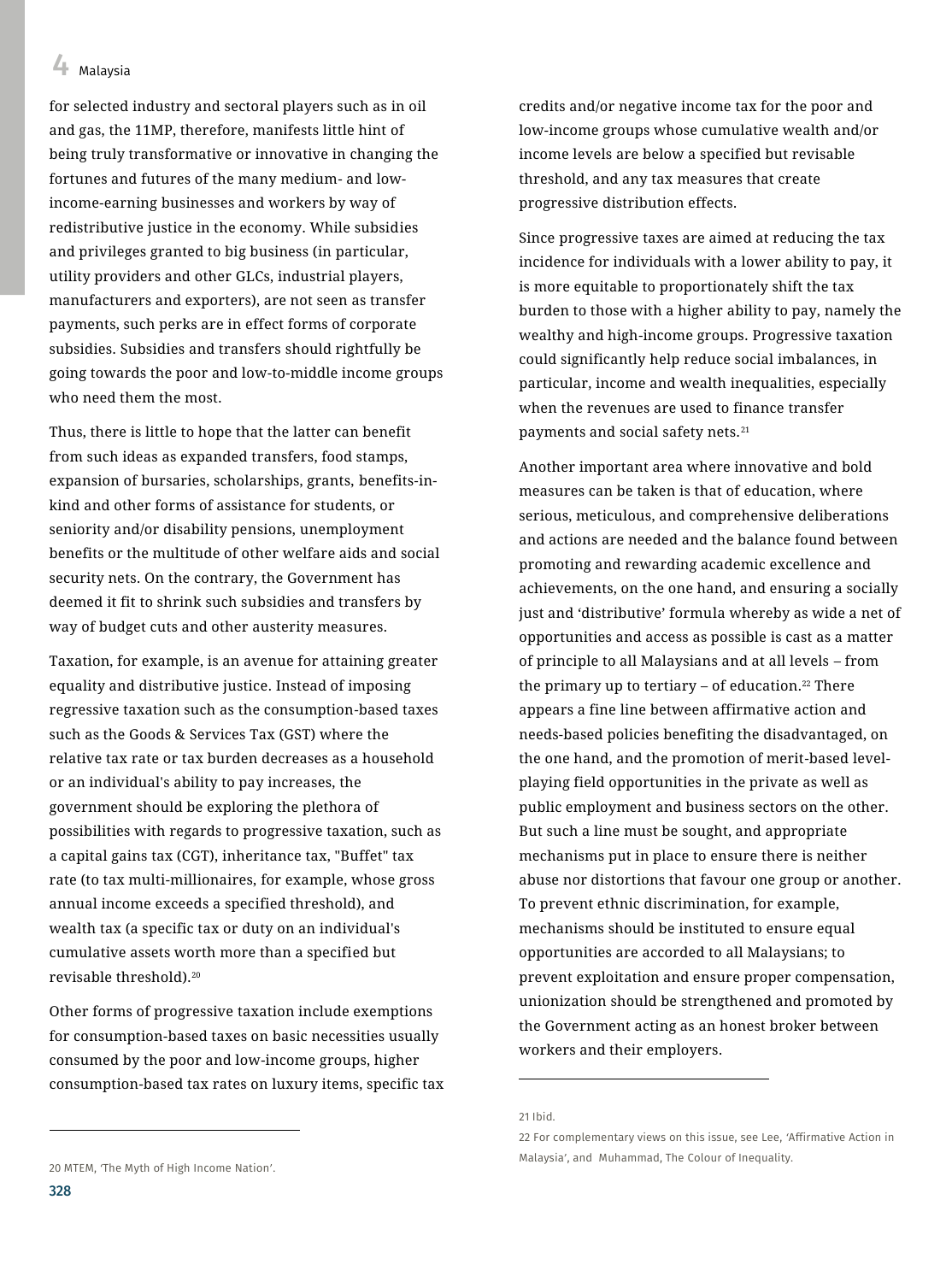for selected industry and sectoral players such as in oil and gas, the 11MP, therefore, manifests little hint of being truly transformative or innovative in changing the fortunes and futures of the many medium- and low-income-earning businesses and workers by way of redistributive justice in the economy. While subsidies and privileges granted to big business (in particular, utility providers and other GLCs, industrial players, manufacturers and exporters), are not seen as transfer payments, such perks are in effect forms of corporate subsidies. Subsidies and transfers should rightfully be going towards the poor and low-to-middle income groups who need them the most.

Thus, there is little to hope that the latter can benefit from such ideas as expanded transfers, food stamps, expansion of bursaries, scholarships, grants, benefits-in-kind and other forms of assistance for students, or seniority and/or disability pensions, unemployment benefits or the multitude of other welfare aids and social security nets. On the contrary, the Government has deemed it fit to shrink such subsidies and transfers by way of budget cuts and other austerity measures.

Taxation, for example, is an avenue for attaining greater equality and distributive justice. Instead of imposing regressive taxation such as the consumption-based taxes such as the Goods & Services Tax (GST) where the relative tax rate or tax burden decreases as a household or an individual's ability to pay increases, the government should be exploring the plethora of possibilities with regards to progressive taxation, such as a capital gains tax (CGT), inheritance tax, "Buffet" tax rate (to tax multi-millionaires, for example, whose gross annual income exceeds a specified threshold), and wealth tax (a specific tax or duty on an individual's cumulative assets worth more than a specified but revisable threshold).[20]

Other forms of progressive taxation include exemptions for consumption-based taxes on basic necessities usually consumed by the poor and low-income groups, higher consumption-based tax rates on luxury items, specific tax credits and/or negative income tax for the poor and low-income groups whose cumulative wealth and/or income levels are below a specified but revisable threshold, and any tax measures that create progressive distribution effects.

Since progressive taxes are aimed at reducing the tax incidence for individuals with a lower ability to pay, it is more equitable to proportionately shift the tax burden to those with a higher ability to pay, namely the wealthy and high-income groups. Progressive taxation could significantly help reduce social imbalances, in particular, income and wealth inequalities, especially when the revenues are used to finance transfer payments and social safety nets.[21]

Another important area where innovative and bold measures can be taken is that of education, where serious, meticulous, and comprehensive deliberations and actions are needed and the balance found between promoting and rewarding academic excellence and achievements, on the one hand, and ensuring a socially just and 'distributive' formula whereby as wide a net of opportunities and access as possible is cast as a matter of principle to all Malaysians and at all levels – from the primary up to tertiary – of education.[22] There appears a fine line between affirmative action and needs-based policies benefiting the disadvantaged, on the one hand, and the promotion of merit-based level-playing field opportunities in the private as well as public employment and business sectors on the other. But such a line must be sought, and appropriate mechanisms put in place to ensure there is neither abuse nor distortions that favour one group or another. To prevent ethnic discrimination, for example, mechanisms should be instituted to ensure equal opportunities are accorded to all Malaysians; to prevent exploitation and ensure proper compensation, unionization should be strengthened and promoted by the Government acting as an honest broker between workers and their employers.

---

20 MTEM, 'The Myth of High Income Nation'.

21 Ibid.

22 For complementary views on this issue, see Lee, 'Affirmative Action in Malaysia', and Muhammad, The Colour of Inequality.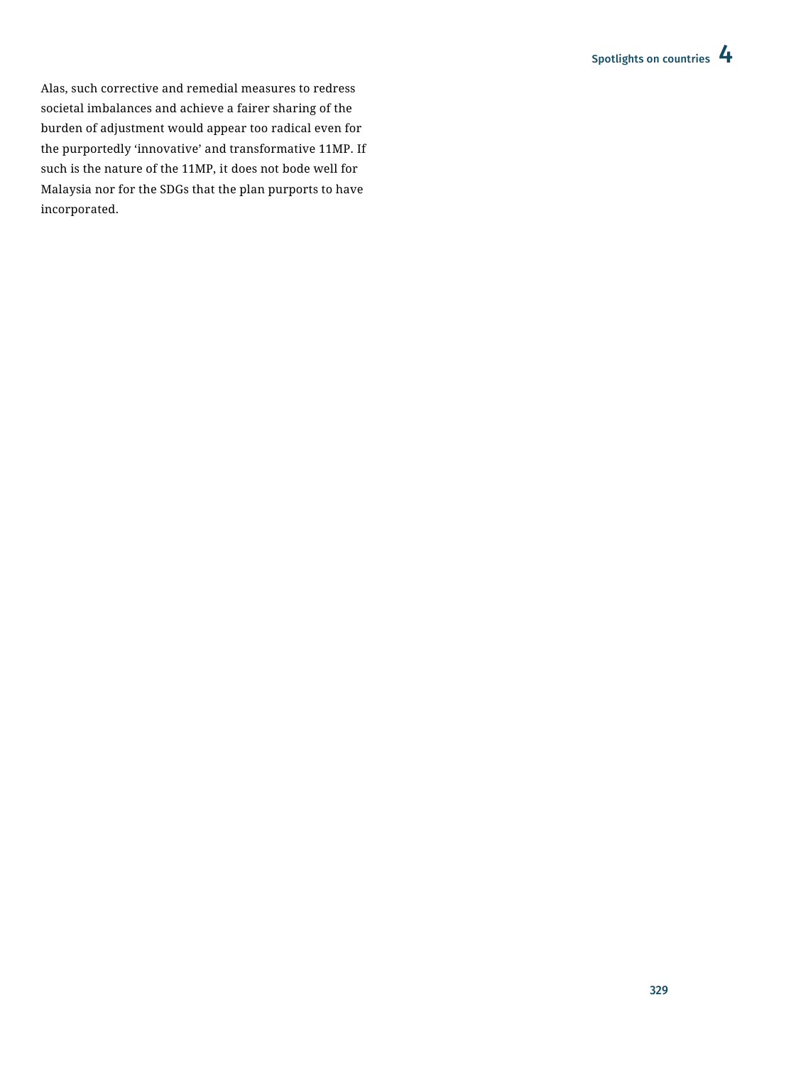Alas, such corrective and remedial measures to redress societal imbalances and achieve a fairer sharing of the burden of adjustment would appear too radical even for the purportedly ‘innovative’ and transformative 11MP. If such is the nature of the 11MP, it does not bode well for Malaysia nor for the SDGs that the plan purports to have incorporated.